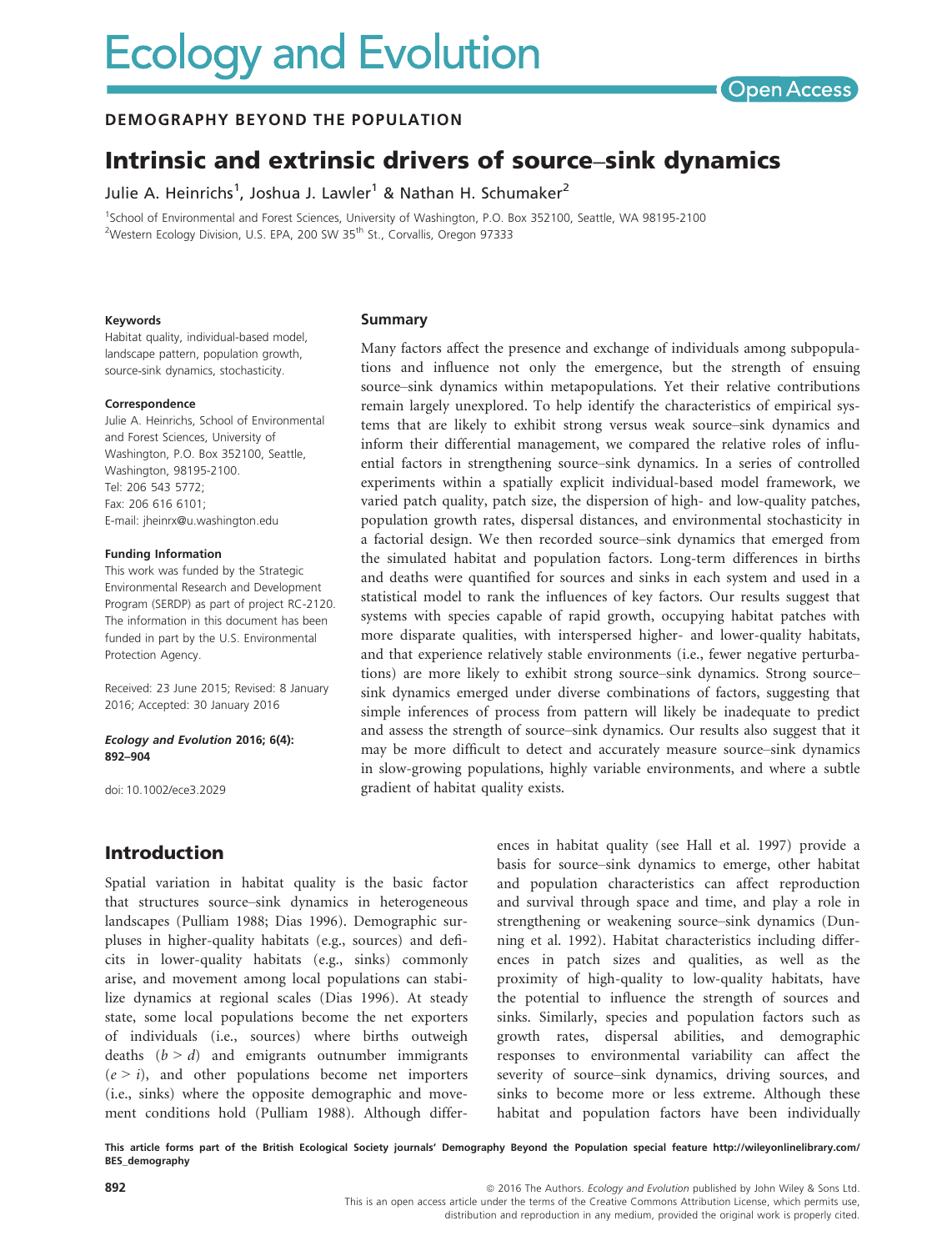# Ecology and Evolution

Open Access

DEMOGRAPHY BEYOND THE POPULATION

# Intrinsic and extrinsic drivers of source–sink dynamics

Julie A. Heinrichs[1], Joshua J. Lawler[1] & Nathan H. Schumaker[2]

[1]School of Environmental and Forest Sciences, University of Washington, P.O. Box 352100, Seattle, WA 98195-2100
[2]Western Ecology Division, U.S. EPA, 200 SW 35th St., Corvallis, Oregon 97333

#### Keywords

Habitat quality, individual-based model, landscape pattern, population growth, source-sink dynamics, stochasticity.

#### Correspondence

Julie A. Heinrichs, School of Environmental and Forest Sciences, University of Washington, P.O. Box 352100, Seattle, Washington, 98195-2100.
Tel: 206 543 5772;
Fax: 206 616 6101;
E-mail: jheinrx@u.washington.edu

#### Funding Information

This work was funded by the Strategic Environmental Research and Development Program (SERDP) as part of project RC-2120. The information in this document has been funded in part by the U.S. Environmental Protection Agency.

Received: 23 June 2015; Revised: 8 January 2016; Accepted: 30 January 2016

***Ecology and Evolution* 2016; 6(4): 892–904**

doi: 10.1002/ece3.2029

#### Summary

Many factors affect the presence and exchange of individuals among subpopulations and influence not only the emergence, but the strength of ensuing source–sink dynamics within metapopulations. Yet their relative contributions remain largely unexplored. To help identify the characteristics of empirical systems that are likely to exhibit strong versus weak source–sink dynamics and inform their differential management, we compared the relative roles of influential factors in strengthening source–sink dynamics. In a series of controlled experiments within a spatially explicit individual-based model framework, we varied patch quality, patch size, the dispersion of high- and low-quality patches, population growth rates, dispersal distances, and environmental stochasticity in a factorial design. We then recorded source–sink dynamics that emerged from the simulated habitat and population factors. Long-term differences in births and deaths were quantified for sources and sinks in each system and used in a statistical model to rank the influences of key factors. Our results suggest that systems with species capable of rapid growth, occupying habitat patches with more disparate qualities, with interspersed higher- and lower-quality habitats, and that experience relatively stable environments (i.e., fewer negative perturbations) are more likely to exhibit strong source–sink dynamics. Strong source–sink dynamics emerged under diverse combinations of factors, suggesting that simple inferences of process from pattern will likely be inadequate to predict and assess the strength of source–sink dynamics. Our results also suggest that it may be more difficult to detect and accurately measure source–sink dynamics in slow-growing populations, highly variable environments, and where a subtle gradient of habitat quality exists.

## Introduction

Spatial variation in habitat quality is the basic factor that structures source–sink dynamics in heterogeneous landscapes (Pulliam 1988; Dias 1996). Demographic surpluses in higher-quality habitats (e.g., sources) and deficits in lower-quality habitats (e.g., sinks) commonly arise, and movement among local populations can stabilize dynamics at regional scales (Dias 1996). At steady state, some local populations become the net exporters of individuals (i.e., sources) where births outweigh deaths ($b > d$) and emigrants outnumber immigrants ($e > i$), and other populations become net importers (i.e., sinks) where the opposite demographic and movement conditions hold (Pulliam 1988). Although differences in habitat quality (see Hall et al. 1997) provide a basis for source–sink dynamics to emerge, other habitat and population characteristics can affect reproduction and survival through space and time, and play a role in strengthening or weakening source–sink dynamics (Dunning et al. 1992). Habitat characteristics including differences in patch sizes and qualities, as well as the proximity of high-quality to low-quality habitats, have the potential to influence the strength of sources and sinks. Similarly, species and population factors such as growth rates, dispersal abilities, and demographic responses to environmental variability can affect the severity of source–sink dynamics, driving sources, and sinks to become more or less extreme. Although these habitat and population factors have been individually

This article forms part of the British Ecological Society journals' Demography Beyond the Population special feature http://wileyonlinelibrary.com/BES_demography

© 2016 The Authors. *Ecology and Evolution* published by John Wiley & Sons Ltd.
This is an open access article under the terms of the Creative Commons Attribution License, which permits use, distribution and reproduction in any medium, provided the original work is properly cited.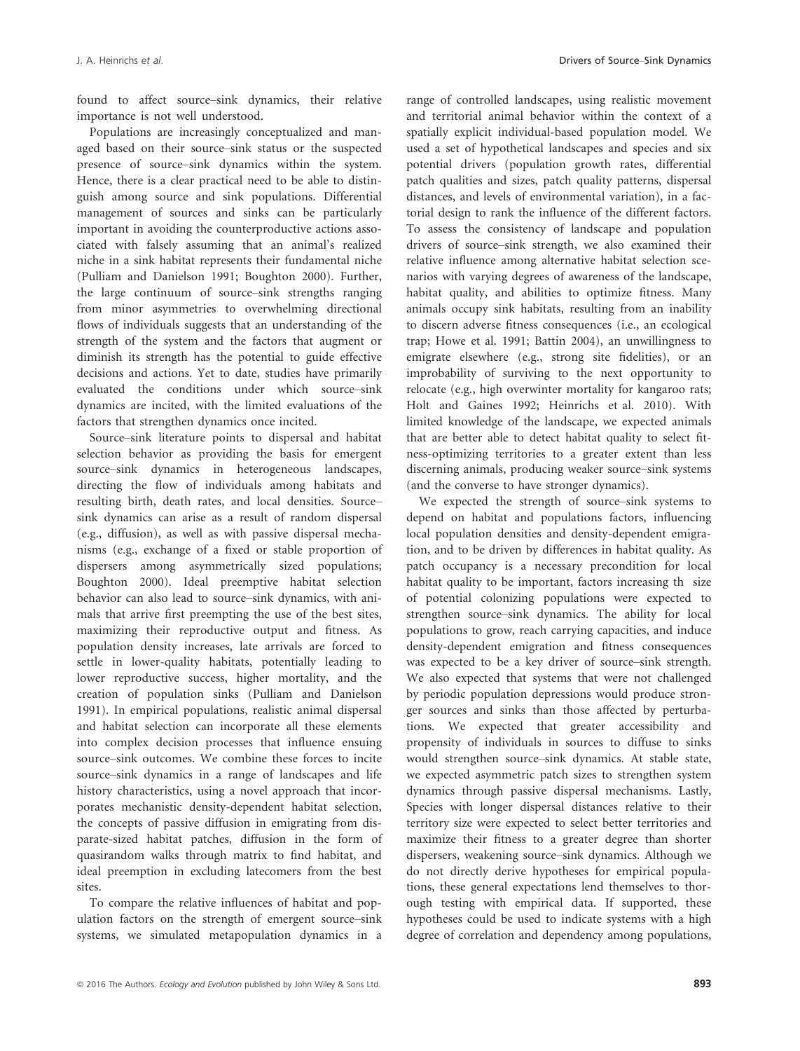found to affect source–sink dynamics, their relative importance is not well understood.

Populations are increasingly conceptualized and managed based on their source–sink status or the suspected presence of source–sink dynamics within the system. Hence, there is a clear practical need to be able to distinguish among source and sink populations. Differential management of sources and sinks can be particularly important in avoiding the counterproductive actions associated with falsely assuming that an animal's realized niche in a sink habitat represents their fundamental niche (Pulliam and Danielson 1991; Boughton 2000). Further, the large continuum of source–sink strengths ranging from minor asymmetries to overwhelming directional flows of individuals suggests that an understanding of the strength of the system and the factors that augment or diminish its strength has the potential to guide effective decisions and actions. Yet to date, studies have primarily evaluated the conditions under which source–sink dynamics are incited, with the limited evaluations of the factors that strengthen dynamics once incited.

Source–sink literature points to dispersal and habitat selection behavior as providing the basis for emergent source–sink dynamics in heterogeneous landscapes, directing the flow of individuals among habitats and resulting birth, death rates, and local densities. Source–sink dynamics can arise as a result of random dispersal (e.g., diffusion), as well as with passive dispersal mechanisms (e.g., exchange of a fixed or stable proportion of dispersers among asymmetrically sized populations; Boughton 2000). Ideal preemptive habitat selection behavior can also lead to source–sink dynamics, with animals that arrive first preempting the use of the best sites, maximizing their reproductive output and fitness. As population density increases, late arrivals are forced to settle in lower-quality habitats, potentially leading to lower reproductive success, higher mortality, and the creation of population sinks (Pulliam and Danielson 1991). In empirical populations, realistic animal dispersal and habitat selection can incorporate all these elements into complex decision processes that influence ensuing source–sink outcomes. We combine these forces to incite source–sink dynamics in a range of landscapes and life history characteristics, using a novel approach that incorporates mechanistic density-dependent habitat selection, the concepts of passive diffusion in emigrating from disparate-sized habitat patches, diffusion in the form of quasirandom walks through matrix to find habitat, and ideal preemption in excluding latecomers from the best sites.

To compare the relative influences of habitat and population factors on the strength of emergent source–sink systems, we simulated metapopulation dynamics in a range of controlled landscapes, using realistic movement and territorial animal behavior within the context of a spatially explicit individual-based population model. We used a set of hypothetical landscapes and species and six potential drivers (population growth rates, differential patch qualities and sizes, patch quality patterns, dispersal distances, and levels of environmental variation), in a factorial design to rank the influence of the different factors. To assess the consistency of landscape and population drivers of source–sink strength, we also examined their relative influence among alternative habitat selection scenarios with varying degrees of awareness of the landscape, habitat quality, and abilities to optimize fitness. Many animals occupy sink habitats, resulting from an inability to discern adverse fitness consequences (i.e., an ecological trap; Howe et al. 1991; Battin 2004), an unwillingness to emigrate elsewhere (e.g., strong site fidelities), or an improbability of surviving to the next opportunity to relocate (e.g., high overwinter mortality for kangaroo rats; Holt and Gaines 1992; Heinrichs et al. 2010). With limited knowledge of the landscape, we expected animals that are better able to detect habitat quality to select fitness-optimizing territories to a greater extent than less discerning animals, producing weaker source–sink systems (and the converse to have stronger dynamics).

We expected the strength of source–sink systems to depend on habitat and populations factors, influencing local population densities and density-dependent emigration, and to be driven by differences in habitat quality. As patch occupancy is a necessary precondition for local habitat quality to be important, factors increasing th size of potential colonizing populations were expected to strengthen source–sink dynamics. The ability for local populations to grow, reach carrying capacities, and induce density-dependent emigration and fitness consequences was expected to be a key driver of source–sink strength. We also expected that systems that were not challenged by periodic population depressions would produce stronger sources and sinks than those affected by perturbations. We expected that greater accessibility and propensity of individuals in sources to diffuse to sinks would strengthen source–sink dynamics. At stable state, we expected asymmetric patch sizes to strengthen system dynamics through passive dispersal mechanisms. Lastly, Species with longer dispersal distances relative to their territory size were expected to select better territories and maximize their fitness to a greater degree than shorter dispersers, weakening source–sink dynamics. Although we do not directly derive hypotheses for empirical populations, these general expectations lend themselves to thorough testing with empirical data. If supported, these hypotheses could be used to indicate systems with a high degree of correlation and dependency among populations,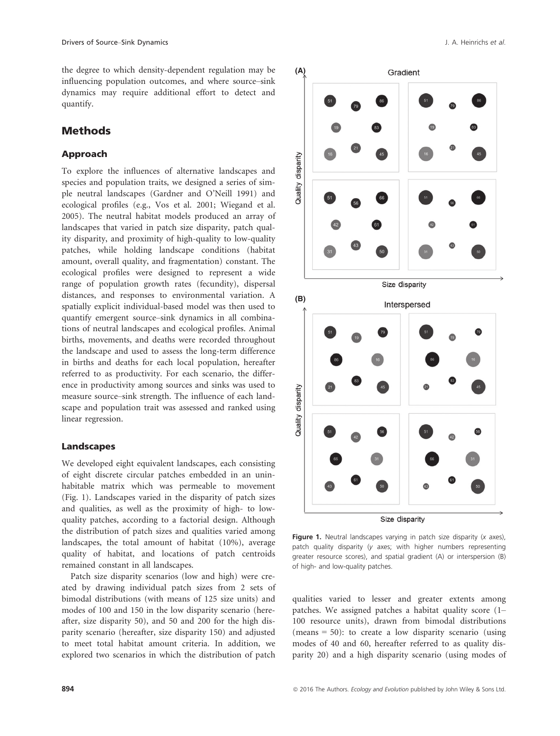the degree to which density-dependent regulation may be influencing population outcomes, and where source–sink dynamics may require additional effort to detect and quantify.

## Methods

### Approach

To explore the influences of alternative landscapes and species and population traits, we designed a series of simple neutral landscapes (Gardner and O'Neill 1991) and ecological profiles (e.g., Vos et al. 2001; Wiegand et al. 2005). The neutral habitat models produced an array of landscapes that varied in patch size disparity, patch quality disparity, and proximity of high-quality to low-quality patches, while holding landscape conditions (habitat amount, overall quality, and fragmentation) constant. The ecological profiles were designed to represent a wide range of population growth rates (fecundity), dispersal distances, and responses to environmental variation. A spatially explicit individual-based model was then used to quantify emergent source–sink dynamics in all combinations of neutral landscapes and ecological profiles. Animal births, movements, and deaths were recorded throughout the landscape and used to assess the long-term difference in births and deaths for each local population, hereafter referred to as productivity. For each scenario, the difference in productivity among sources and sinks was used to measure source–sink strength. The influence of each landscape and population trait was assessed and ranked using linear regression.

### Landscapes

We developed eight equivalent landscapes, each consisting of eight discrete circular patches embedded in an uninhabitable matrix which was permeable to movement (Fig. 1). Landscapes varied in the disparity of patch sizes and qualities, as well as the proximity of high- to low-quality patches, according to a factorial design. Although the distribution of patch sizes and qualities varied among landscapes, the total amount of habitat (10%), average quality of habitat, and locations of patch centroids remained constant in all landscapes.

Patch size disparity scenarios (low and high) were created by drawing individual patch sizes from 2 sets of bimodal distributions (with means of 125 size units) and modes of 100 and 150 in the low disparity scenario (hereafter, size disparity 50), and 50 and 200 for the high disparity scenario (hereafter, size disparity 150) and adjusted to meet total habitat amount criteria. In addition, we explored two scenarios in which the distribution of patch

Figure 1. Neutral landscapes varying in patch size disparity (*x* axes), patch quality disparity (*y* axes; with higher numbers representing greater resource scores), and spatial gradient (A) or interspersion (B) of high- and low-quality patches.

qualities varied to lesser and greater extents among patches. We assigned patches a habitat quality score (1–100 resource units), drawn from bimodal distributions (means = 50): to create a low disparity scenario (using modes of 40 and 60, hereafter referred to as quality disparity 20) and a high disparity scenario (using modes of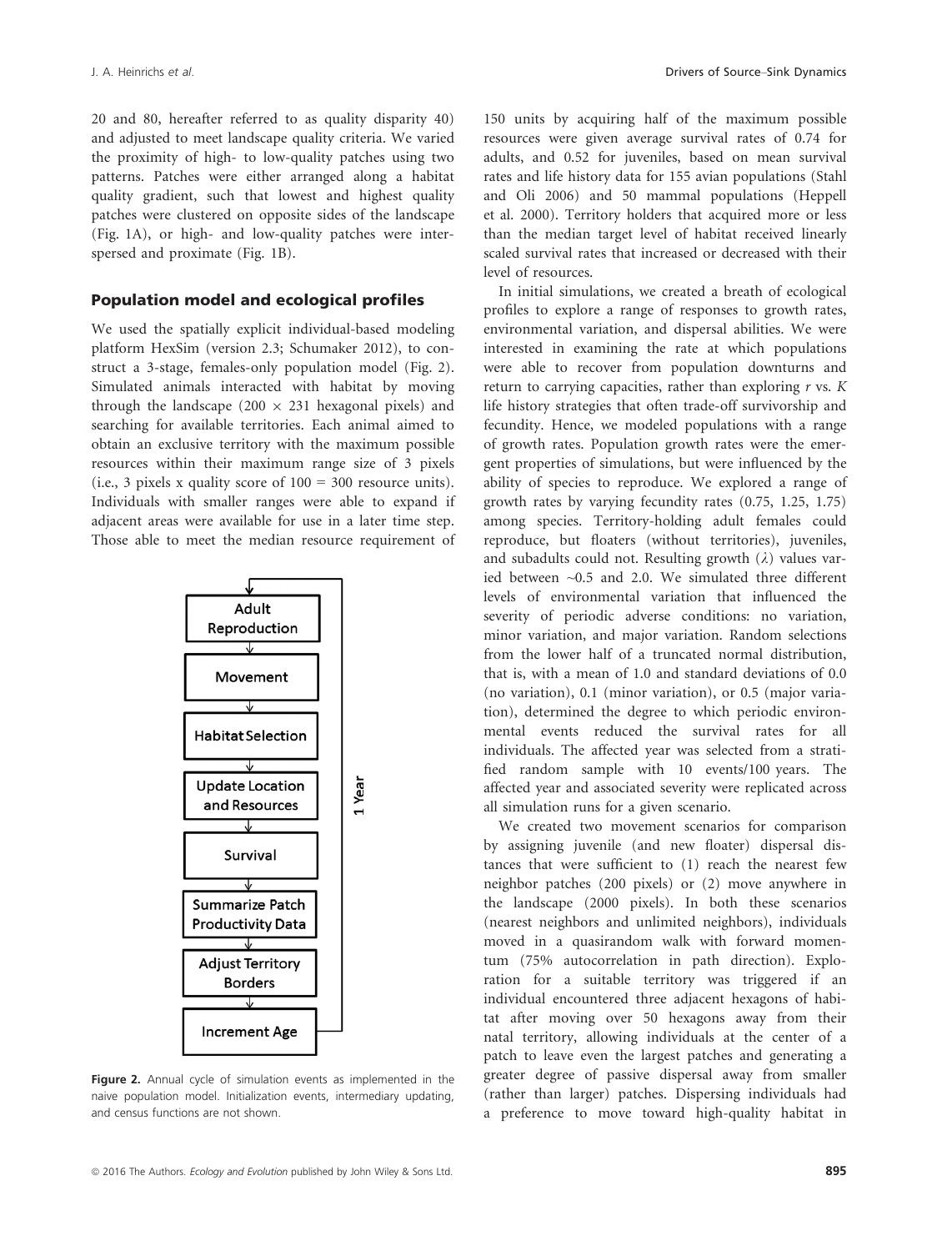20 and 80, hereafter referred to as quality disparity 40) and adjusted to meet landscape quality criteria. We varied the proximity of high- to low-quality patches using two patterns. Patches were either arranged along a habitat quality gradient, such that lowest and highest quality patches were clustered on opposite sides of the landscape (Fig. 1A), or high- and low-quality patches were interspersed and proximate (Fig. 1B).

## Population model and ecological profiles

We used the spatially explicit individual-based modeling platform HexSim (version 2.3; Schumaker 2012), to construct a 3-stage, females-only population model (Fig. 2). Simulated animals interacted with habitat by moving through the landscape ($200 \times 231$ hexagonal pixels) and searching for available territories. Each animal aimed to obtain an exclusive territory with the maximum possible resources within their maximum range size of 3 pixels (i.e., 3 pixels x quality score of 100 = 300 resource units). Individuals with smaller ranges were able to expand if adjacent areas were available for use in a later time step. Those able to meet the median resource requirement of 150 units by acquiring half of the maximum possible resources were given average survival rates of 0.74 for adults, and 0.52 for juveniles, based on mean survival rates and life history data for 155 avian populations (Stahl and Oli 2006) and 50 mammal populations (Heppell et al. 2000). Territory holders that acquired more or less than the median target level of habitat received linearly scaled survival rates that increased or decreased with their level of resources.

Figure 2. Annual cycle of simulation events as implemented in the naive population model. Initialization events, intermediary updating, and census functions are not shown.

In initial simulations, we created a breath of ecological profiles to explore a range of responses to growth rates, environmental variation, and dispersal abilities. We were interested in examining the rate at which populations were able to recover from population downturns and return to carrying capacities, rather than exploring *r* vs. *K* life history strategies that often trade-off survivorship and fecundity. Hence, we modeled populations with a range of growth rates. Population growth rates were the emergent properties of simulations, but were influenced by the ability of species to reproduce. We explored a range of growth rates by varying fecundity rates (0.75, 1.25, 1.75) among species. Territory-holding adult females could reproduce, but floaters (without territories), juveniles, and subadults could not. Resulting growth ($\lambda$) values varied between ~0.5 and 2.0. We simulated three different levels of environmental variation that influenced the severity of periodic adverse conditions: no variation, minor variation, and major variation. Random selections from the lower half of a truncated normal distribution, that is, with a mean of 1.0 and standard deviations of 0.0 (no variation), 0.1 (minor variation), or 0.5 (major variation), determined the degree to which periodic environmental events reduced the survival rates for all individuals. The affected year was selected from a stratified random sample with 10 events/100 years. The affected year and associated severity were replicated across all simulation runs for a given scenario.

We created two movement scenarios for comparison by assigning juvenile (and new floater) dispersal distances that were sufficient to (1) reach the nearest few neighbor patches (200 pixels) or (2) move anywhere in the landscape (2000 pixels). In both these scenarios (nearest neighbors and unlimited neighbors), individuals moved in a quasirandom walk with forward momentum (75% autocorrelation in path direction). Exploration for a suitable territory was triggered if an individual encountered three adjacent hexagons of habitat after moving over 50 hexagons away from their natal territory, allowing individuals at the center of a patch to leave even the largest patches and generating a greater degree of passive dispersal away from smaller (rather than larger) patches. Dispersing individuals had a preference to move toward high-quality habitat in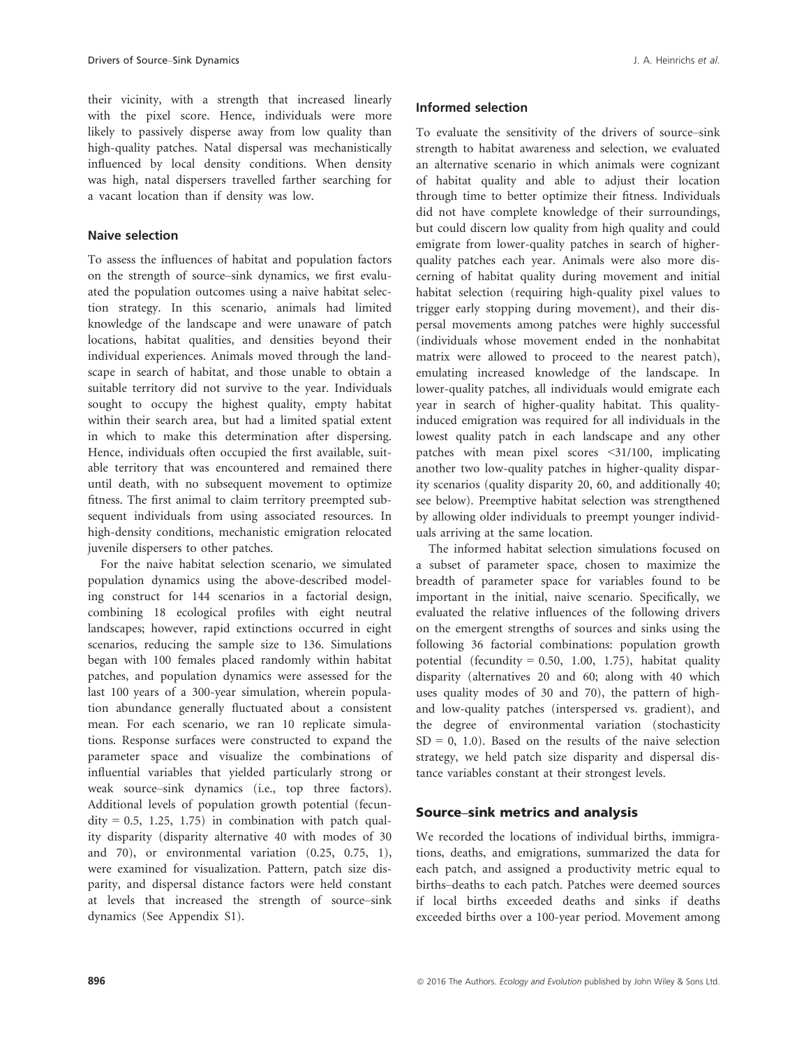their vicinity, with a strength that increased linearly with the pixel score. Hence, individuals were more likely to passively disperse away from low quality than high-quality patches. Natal dispersal was mechanistically influenced by local density conditions. When density was high, natal dispersers travelled farther searching for a vacant location than if density was low.

### Naive selection

To assess the influences of habitat and population factors on the strength of source–sink dynamics, we first evaluated the population outcomes using a naive habitat selection strategy. In this scenario, animals had limited knowledge of the landscape and were unaware of patch locations, habitat qualities, and densities beyond their individual experiences. Animals moved through the landscape in search of habitat, and those unable to obtain a suitable territory did not survive to the year. Individuals sought to occupy the highest quality, empty habitat within their search area, but had a limited spatial extent in which to make this determination after dispersing. Hence, individuals often occupied the first available, suitable territory that was encountered and remained there until death, with no subsequent movement to optimize fitness. The first animal to claim territory preempted subsequent individuals from using associated resources. In high-density conditions, mechanistic emigration relocated juvenile dispersers to other patches.

For the naive habitat selection scenario, we simulated population dynamics using the above-described modeling construct for 144 scenarios in a factorial design, combining 18 ecological profiles with eight neutral landscapes; however, rapid extinctions occurred in eight scenarios, reducing the sample size to 136. Simulations began with 100 females placed randomly within habitat patches, and population dynamics were assessed for the last 100 years of a 300-year simulation, wherein population abundance generally fluctuated about a consistent mean. For each scenario, we ran 10 replicate simulations. Response surfaces were constructed to expand the parameter space and visualize the combinations of influential variables that yielded particularly strong or weak source–sink dynamics (i.e., top three factors). Additional levels of population growth potential (fecundity = 0.5, 1.25, 1.75) in combination with patch quality disparity (disparity alternative 40 with modes of 30 and 70), or environmental variation (0.25, 0.75, 1), were examined for visualization. Pattern, patch size disparity, and dispersal distance factors were held constant at levels that increased the strength of source–sink dynamics (See Appendix S1).

### Informed selection

To evaluate the sensitivity of the drivers of source–sink strength to habitat awareness and selection, we evaluated an alternative scenario in which animals were cognizant of habitat quality and able to adjust their location through time to better optimize their fitness. Individuals did not have complete knowledge of their surroundings, but could discern low quality from high quality and could emigrate from lower-quality patches in search of higher-quality patches each year. Animals were also more discerning of habitat quality during movement and initial habitat selection (requiring high-quality pixel values to trigger early stopping during movement), and their dispersal movements among patches were highly successful (individuals whose movement ended in the nonhabitat matrix were allowed to proceed to the nearest patch), emulating increased knowledge of the landscape. In lower-quality patches, all individuals would emigrate each year in search of higher-quality habitat. This quality-induced emigration was required for all individuals in the lowest quality patch in each landscape and any other patches with mean pixel scores <31/100, implicating another two low-quality patches in higher-quality disparity scenarios (quality disparity 20, 60, and additionally 40; see below). Preemptive habitat selection was strengthened by allowing older individuals to preempt younger individuals arriving at the same location.

The informed habitat selection simulations focused on a subset of parameter space, chosen to maximize the breadth of parameter space for variables found to be important in the initial, naive scenario. Specifically, we evaluated the relative influences of the following drivers on the emergent strengths of sources and sinks using the following 36 factorial combinations: population growth potential (fecundity = 0.50, 1.00, 1.75), habitat quality disparity (alternatives 20 and 60; along with 40 which uses quality modes of 30 and 70), the pattern of high- and low-quality patches (interspersed vs. gradient), and the degree of environmental variation (stochasticity SD = 0, 1.0). Based on the results of the naive selection strategy, we held patch size disparity and dispersal distance variables constant at their strongest levels.

## Source–sink metrics and analysis

We recorded the locations of individual births, immigrations, deaths, and emigrations, summarized the data for each patch, and assigned a productivity metric equal to births–deaths to each patch. Patches were deemed sources if local births exceeded deaths and sinks if deaths exceeded births over a 100-year period. Movement among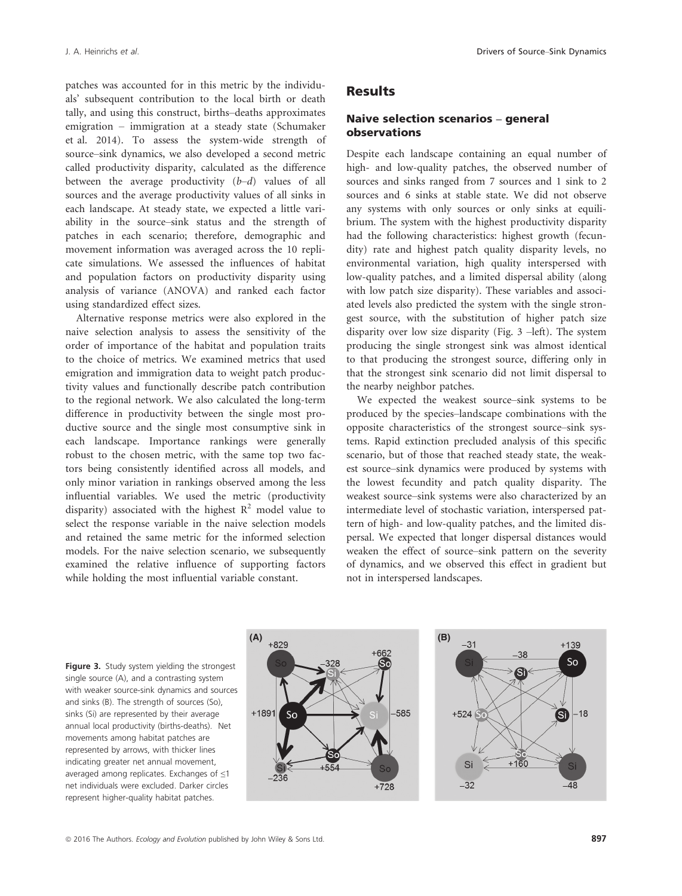patches was accounted for in this metric by the individuals' subsequent contribution to the local birth or death tally, and using this construct, births–deaths approximates emigration – immigration at a steady state (Schumaker et al. 2014). To assess the system-wide strength of source–sink dynamics, we also developed a second metric called productivity disparity, calculated as the difference between the average productivity (*b–d*) values of all sources and the average productivity values of all sinks in each landscape. At steady state, we expected a little variability in the source–sink status and the strength of patches in each scenario; therefore, demographic and movement information was averaged across the 10 replicate simulations. We assessed the influences of habitat and population factors on productivity disparity using analysis of variance (ANOVA) and ranked each factor using standardized effect sizes.

Alternative response metrics were also explored in the naive selection analysis to assess the sensitivity of the order of importance of the habitat and population traits to the choice of metrics. We examined metrics that used emigration and immigration data to weight patch productivity values and functionally describe patch contribution to the regional network. We also calculated the long-term difference in productivity between the single most productive source and the single most consumptive sink in each landscape. Importance rankings were generally robust to the chosen metric, with the same top two factors being consistently identified across all models, and only minor variation in rankings observed among the less influential variables. We used the metric (productivity disparity) associated with the highest $R^2$ model value to select the response variable in the naive selection models and retained the same metric for the informed selection models. For the naive selection scenario, we subsequently examined the relative influence of supporting factors while holding the most influential variable constant.

## Results

### Naive selection scenarios – general observations

Despite each landscape containing an equal number of high- and low-quality patches, the observed number of sources and sinks ranged from 7 sources and 1 sink to 2 sources and 6 sinks at stable state. We did not observe any systems with only sources or only sinks at equilibrium. The system with the highest productivity disparity had the following characteristics: highest growth (fecundity) rate and highest patch quality disparity levels, no environmental variation, high quality interspersed with low-quality patches, and a limited dispersal ability (along with low patch size disparity). These variables and associated levels also predicted the system with the single strongest source, with the substitution of higher patch size disparity over low size disparity (Fig. 3 –left). The system producing the single strongest sink was almost identical to that producing the strongest source, differing only in that the strongest sink scenario did not limit dispersal to the nearby neighbor patches.

We expected the weakest source–sink systems to be produced by the species–landscape combinations with the opposite characteristics of the strongest source–sink systems. Rapid extinction precluded analysis of this specific scenario, but of those that reached steady state, the weakest source–sink dynamics were produced by systems with the lowest fecundity and patch quality disparity. The weakest source–sink systems were also characterized by an intermediate level of stochastic variation, interspersed pattern of high- and low-quality patches, and the limited dispersal. We expected that longer dispersal distances would weaken the effect of source–sink pattern on the severity of dynamics, and we observed this effect in gradient but not in interspersed landscapes.

**Figure 3.** Study system yielding the strongest single source (A), and a contrasting system with weaker source-sink dynamics and sources and sinks (B). The strength of sources (So), sinks (Si) are represented by their average annual local productivity (births-deaths). Net movements among habitat patches are represented by arrows, with thicker lines indicating greater net annual movement, averaged among replicates. Exchanges of ≤1 net individuals were excluded. Darker circles represent higher-quality habitat patches.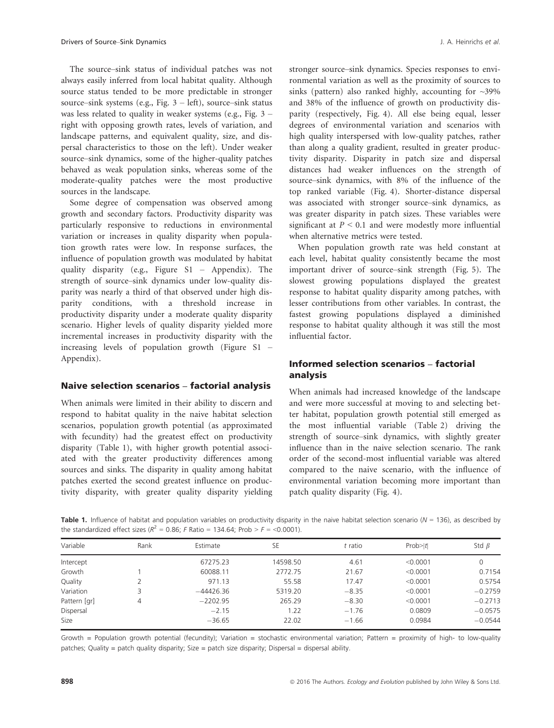The source–sink status of individual patches was not always easily inferred from local habitat quality. Although source status tended to be more predictable in stronger source–sink systems (e.g., Fig. 3 – left), source–sink status was less related to quality in weaker systems (e.g., Fig. 3 – right with opposing growth rates, levels of variation, and landscape patterns, and equivalent quality, size, and dispersal characteristics to those on the left). Under weaker source–sink dynamics, some of the higher-quality patches behaved as weak population sinks, whereas some of the moderate-quality patches were the most productive sources in the landscape.

Some degree of compensation was observed among growth and secondary factors. Productivity disparity was particularly responsive to reductions in environmental variation or increases in quality disparity when population growth rates were low. In response surfaces, the influence of population growth was modulated by habitat quality disparity (e.g., Figure S1 – Appendix). The strength of source–sink dynamics under low-quality disparity was nearly a third of that observed under high disparity conditions, with a threshold increase in productivity disparity under a moderate quality disparity scenario. Higher levels of quality disparity yielded more incremental increases in productivity disparity with the increasing levels of population growth (Figure S1 – Appendix).

## Naive selection scenarios – factorial analysis

When animals were limited in their ability to discern and respond to habitat quality in the naive habitat selection scenarios, population growth potential (as approximated with fecundity) had the greatest effect on productivity disparity (Table 1), with higher growth potential associated with the greater productivity differences among sources and sinks. The disparity in quality among habitat patches exerted the second greatest influence on productivity disparity, with greater quality disparity yielding stronger source–sink dynamics. Species responses to environmental variation as well as the proximity of sources to sinks (pattern) also ranked highly, accounting for ~39% and 38% of the influence of growth on productivity disparity (respectively, Fig. 4). All else being equal, lesser degrees of environmental variation and scenarios with high quality interspersed with low-quality patches, rather than along a quality gradient, resulted in greater productivity disparity. Disparity in patch size and dispersal distances had weaker influences on the strength of source–sink dynamics, with 8% of the influence of the top ranked variable (Fig. 4). Shorter-distance dispersal was associated with stronger source–sink dynamics, as was greater disparity in patch sizes. These variables were significant at $P < 0.1$ and were modestly more influential when alternative metrics were tested.

When population growth rate was held constant at each level, habitat quality consistently became the most important driver of source–sink strength (Fig. 5). The slowest growing populations displayed the greatest response to habitat quality disparity among patches, with lesser contributions from other variables. In contrast, the fastest growing populations displayed a diminished response to habitat quality although it was still the most influential factor.

## Informed selection scenarios – factorial analysis

When animals had increased knowledge of the landscape and were more successful at moving to and selecting better habitat, population growth potential still emerged as the most influential variable (Table 2) driving the strength of source–sink dynamics, with slightly greater influence than in the naive selection scenario. The rank order of the second-most influential variable was altered compared to the naive scenario, with the influence of environmental variation becoming more important than patch quality disparity (Fig. 4).

**Table 1.** Influence of habitat and population variables on productivity disparity in the naive habitat selection scenario ($N = 136$), as described by the standardized effect sizes ($R^2 = 0.86$; $F$ Ratio = 134.64; Prob > $F$ = <0.0001).

| Variable | Rank | Estimate | SE | $t$ ratio | Prob>\|t\| | Std $\beta$ |
|---|---|---|---|---|---|---|
| Intercept | | 67275.23 | 14598.50 | 4.61 | <0.0001 | 0 |
| Growth | 1 | 60088.11 | 2772.75 | 21.67 | <0.0001 | 0.7154 |
| Quality | 2 | 971.13 | 55.58 | 17.47 | <0.0001 | 0.5754 |
| Variation | 3 | −44426.36 | 5319.20 | −8.35 | <0.0001 | −0.2759 |
| Pattern [gr] | 4 | −2202.95 | 265.29 | −8.30 | <0.0001 | −0.2713 |
| Dispersal | | −2.15 | 1.22 | −1.76 | 0.0809 | −0.0575 |
| Size | | −36.65 | 22.02 | −1.66 | 0.0984 | −0.0544 |

Growth = Population growth potential (fecundity); Variation = stochastic environmental variation; Pattern = proximity of high- to low-quality patches; Quality = patch quality disparity; Size = patch size disparity; Dispersal = dispersal ability.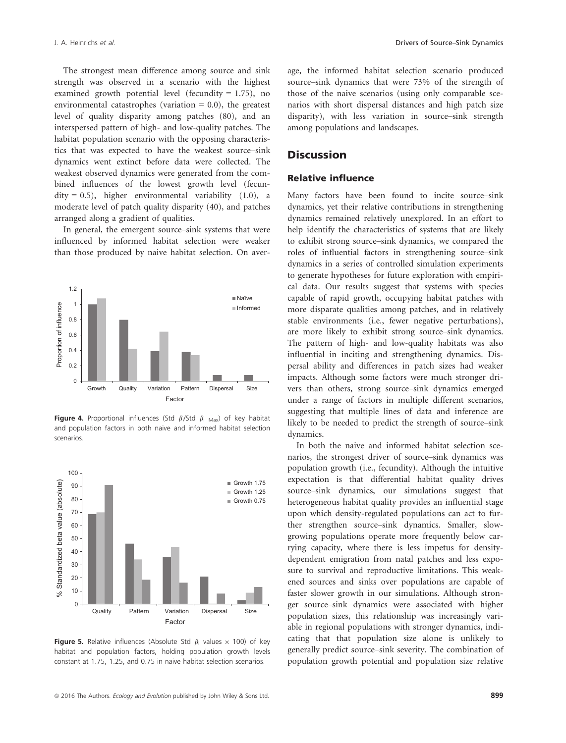The strongest mean difference among source and sink strength was observed in a scenario with the highest examined growth potential level (fecundity = 1.75), no environmental catastrophes (variation = 0.0), the greatest level of quality disparity among patches (80), and an interspersed pattern of high- and low-quality patches. The habitat population scenario with the opposing characteristics that was expected to have the weakest source–sink dynamics went extinct before data were collected. The weakest observed dynamics were generated from the combined influences of the lowest growth level (fecundity = 0.5), higher environmental variability (1.0), a moderate level of patch quality disparity (40), and patches arranged along a gradient of qualities.

In general, the emergent source–sink systems that were influenced by informed habitat selection were weaker than those produced by naive habitat selection. On average, the informed habitat selection scenario produced source–sink dynamics that were 73% of the strength of those of the naive scenarios (using only comparable scenarios with short dispersal distances and high patch size disparity), with less variation in source–sink strength among populations and landscapes.

**Figure 4.** Proportional influences (Std $\beta_i$/Std $\beta_{i\ Max}$) of key habitat and population factors in both naive and informed habitat selection scenarios.

**Figure 5.** Relative influences (Absolute Std $\beta_i$ values × 100) of key habitat and population factors, holding population growth levels constant at 1.75, 1.25, and 0.75 in naive habitat selection scenarios.

## Discussion

### Relative influence

Many factors have been found to incite source–sink dynamics, yet their relative contributions in strengthening dynamics remained relatively unexplored. In an effort to help identify the characteristics of systems that are likely to exhibit strong source–sink dynamics, we compared the roles of influential factors in strengthening source–sink dynamics in a series of controlled simulation experiments to generate hypotheses for future exploration with empirical data. Our results suggest that systems with species capable of rapid growth, occupying habitat patches with more disparate qualities among patches, and in relatively stable environments (i.e., fewer negative perturbations), are more likely to exhibit strong source–sink dynamics. The pattern of high- and low-quality habitats was also influential in inciting and strengthening dynamics. Dispersal ability and differences in patch sizes had weaker impacts. Although some factors were much stronger drivers than others, strong source–sink dynamics emerged under a range of factors in multiple different scenarios, suggesting that multiple lines of data and inference are likely to be needed to predict the strength of source–sink dynamics.

In both the naive and informed habitat selection scenarios, the strongest driver of source–sink dynamics was population growth (i.e., fecundity). Although the intuitive expectation is that differential habitat quality drives source–sink dynamics, our simulations suggest that heterogeneous habitat quality provides an influential stage upon which density-regulated populations can act to further strengthen source–sink dynamics. Smaller, slow-growing populations operate more frequently below carrying capacity, where there is less impetus for density-dependent emigration from natal patches and less exposure to survival and reproductive limitations. This weakened sources and sinks over populations are capable of faster slower growth in our simulations. Although stronger source–sink dynamics were associated with higher population sizes, this relationship was increasingly variable in regional populations with stronger dynamics, indicating that that population size alone is unlikely to generally predict source–sink severity. The combination of population growth potential and population size relative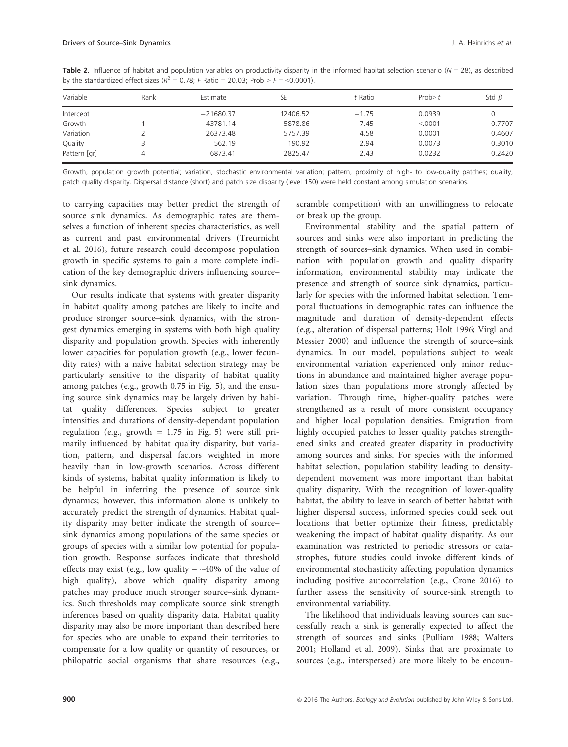**Table 2.** Influence of habitat and population variables on productivity disparity in the informed habitat selection scenario ($N = 28$), as described by the standardized effect sizes ($R^2 = 0.78$; $F$ Ratio = 20.03; Prob > $F$ = <0.0001).

| Variable | Rank | Estimate | SE | $t$ Ratio | Prob>\|$t$\| | Std $\beta$ |
|---|---|---|---|---|---|---|
| Intercept | | −21680.37 | 12406.52 | −1.75 | 0.0939 | 0 |
| Growth | 1 | 43781.14 | 5878.86 | 7.45 | <.0001 | 0.7707 |
| Variation | 2 | −26373.48 | 5757.39 | −4.58 | 0.0001 | −0.4607 |
| Quality | 3 | 562.19 | 190.92 | 2.94 | 0.0073 | 0.3010 |
| Pattern [gr] | 4 | −6873.41 | 2825.47 | −2.43 | 0.0232 | −0.2420 |

Growth, population growth potential; variation, stochastic environmental variation; pattern, proximity of high- to low-quality patches; quality, patch quality disparity. Dispersal distance (short) and patch size disparity (level 150) were held constant among simulation scenarios.

to carrying capacities may better predict the strength of source–sink dynamics. As demographic rates are themselves a function of inherent species characteristics, as well as current and past environmental drivers (Treurnicht et al. 2016), future research could decompose population growth in specific systems to gain a more complete indication of the key demographic drivers influencing source–sink dynamics.

Our results indicate that systems with greater disparity in habitat quality among patches are likely to incite and produce stronger source–sink dynamics, with the strongest dynamics emerging in systems with both high quality disparity and population growth. Species with inherently lower capacities for population growth (e.g., lower fecundity rates) with a naive habitat selection strategy may be particularly sensitive to the disparity of habitat quality among patches (e.g., growth 0.75 in Fig. 5), and the ensuing source–sink dynamics may be largely driven by habitat quality differences. Species subject to greater intensities and durations of density-dependant population regulation (e.g., growth = 1.75 in Fig. 5) were still primarily influenced by habitat quality disparity, but variation, pattern, and dispersal factors weighted in more heavily than in low-growth scenarios. Across different kinds of systems, habitat quality information is likely to be helpful in inferring the presence of source–sink dynamics; however, this information alone is unlikely to accurately predict the strength of dynamics. Habitat quality disparity may better indicate the strength of source–sink dynamics among populations of the same species or groups of species with a similar low potential for population growth. Response surfaces indicate that threshold effects may exist (e.g., low quality = ~40% of the value of high quality), above which quality disparity among patches may produce much stronger source–sink dynamics. Such thresholds may complicate source–sink strength inferences based on quality disparity data. Habitat quality disparity may also be more important than described here for species who are unable to expand their territories to compensate for a low quality or quantity of resources, or philopatric social organisms that share resources (e.g., scramble competition) with an unwillingness to relocate or break up the group.

Environmental stability and the spatial pattern of sources and sinks were also important in predicting the strength of sources–sink dynamics. When used in combination with population growth and quality disparity information, environmental stability may indicate the presence and strength of source–sink dynamics, particularly for species with the informed habitat selection. Temporal fluctuations in demographic rates can influence the magnitude and duration of density-dependent effects (e.g., alteration of dispersal patterns; Holt 1996; Virgl and Messier 2000) and influence the strength of source–sink dynamics. In our model, populations subject to weak environmental variation experienced only minor reductions in abundance and maintained higher average population sizes than populations more strongly affected by variation. Through time, higher-quality patches were strengthened as a result of more consistent occupancy and higher local population densities. Emigration from highly occupied patches to lesser quality patches strengthened sinks and created greater disparity in productivity among sources and sinks. For species with the informed habitat selection, population stability leading to density-dependent movement was more important than habitat quality disparity. With the recognition of lower-quality habitat, the ability to leave in search of better habitat with higher dispersal success, informed species could seek out locations that better optimize their fitness, predictably weakening the impact of habitat quality disparity. As our examination was restricted to periodic stressors or catastrophes, future studies could invoke different kinds of environmental stochasticity affecting population dynamics including positive autocorrelation (e.g., Crone 2016) to further assess the sensitivity of source-sink strength to environmental variability.

The likelihood that individuals leaving sources can successfully reach a sink is generally expected to affect the strength of sources and sinks (Pulliam 1988; Walters 2001; Holland et al. 2009). Sinks that are proximate to sources (e.g., interspersed) are more likely to be encoun-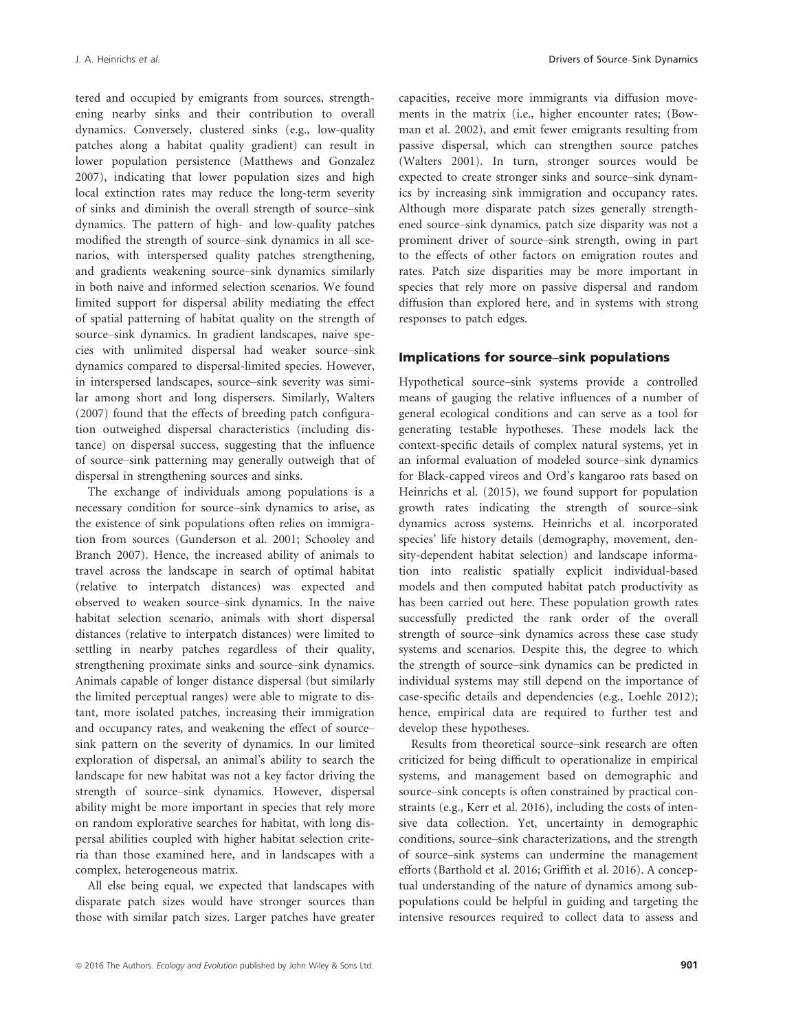tered and occupied by emigrants from sources, strengthening nearby sinks and their contribution to overall dynamics. Conversely, clustered sinks (e.g., low-quality patches along a habitat quality gradient) can result in lower population persistence (Matthews and Gonzalez 2007), indicating that lower population sizes and high local extinction rates may reduce the long-term severity of sinks and diminish the overall strength of source–sink dynamics. The pattern of high- and low-quality patches modified the strength of source–sink dynamics in all scenarios, with interspersed quality patches strengthening, and gradients weakening source–sink dynamics similarly in both naive and informed selection scenarios. We found limited support for dispersal ability mediating the effect of spatial patterning of habitat quality on the strength of source–sink dynamics. In gradient landscapes, naive species with unlimited dispersal had weaker source–sink dynamics compared to dispersal-limited species. However, in interspersed landscapes, source–sink severity was similar among short and long dispersers. Similarly, Walters (2007) found that the effects of breeding patch configuration outweighed dispersal characteristics (including distance) on dispersal success, suggesting that the influence of source–sink patterning may generally outweigh that of dispersal in strengthening sources and sinks.

The exchange of individuals among populations is a necessary condition for source–sink dynamics to arise, as the existence of sink populations often relies on immigration from sources (Gunderson et al. 2001; Schooley and Branch 2007). Hence, the increased ability of animals to travel across the landscape in search of optimal habitat (relative to interpatch distances) was expected and observed to weaken source–sink dynamics. In the naive habitat selection scenario, animals with short dispersal distances (relative to interpatch distances) were limited to settling in nearby patches regardless of their quality, strengthening proximate sinks and source–sink dynamics. Animals capable of longer distance dispersal (but similarly the limited perceptual ranges) were able to migrate to distant, more isolated patches, increasing their immigration and occupancy rates, and weakening the effect of source–sink pattern on the severity of dynamics. In our limited exploration of dispersal, an animal's ability to search the landscape for new habitat was not a key factor driving the strength of source–sink dynamics. However, dispersal ability might be more important in species that rely more on random explorative searches for habitat, with long dispersal abilities coupled with higher habitat selection criteria than those examined here, and in landscapes with a complex, heterogeneous matrix.

All else being equal, we expected that landscapes with disparate patch sizes would have stronger sources than those with similar patch sizes. Larger patches have greater capacities, receive more immigrants via diffusion movements in the matrix (i.e., higher encounter rates; (Bowman et al. 2002), and emit fewer emigrants resulting from passive dispersal, which can strengthen source patches (Walters 2001). In turn, stronger sources would be expected to create stronger sinks and source–sink dynamics by increasing sink immigration and occupancy rates. Although more disparate patch sizes generally strengthened source–sink dynamics, patch size disparity was not a prominent driver of source–sink strength, owing in part to the effects of other factors on emigration routes and rates. Patch size disparities may be more important in species that rely more on passive dispersal and random diffusion than explored here, and in systems with strong responses to patch edges.

## Implications for source–sink populations

Hypothetical source–sink systems provide a controlled means of gauging the relative influences of a number of general ecological conditions and can serve as a tool for generating testable hypotheses. These models lack the context-specific details of complex natural systems, yet in an informal evaluation of modeled source–sink dynamics for Black-capped vireos and Ord's kangaroo rats based on Heinrichs et al. (2015), we found support for population growth rates indicating the strength of source–sink dynamics across systems. Heinrichs et al. incorporated species' life history details (demography, movement, density-dependent habitat selection) and landscape information into realistic spatially explicit individual-based models and then computed habitat patch productivity as has been carried out here. These population growth rates successfully predicted the rank order of the overall strength of source–sink dynamics across these case study systems and scenarios. Despite this, the degree to which the strength of source–sink dynamics can be predicted in individual systems may still depend on the importance of case-specific details and dependencies (e.g., Loehle 2012); hence, empirical data are required to further test and develop these hypotheses.

Results from theoretical source–sink research are often criticized for being difficult to operationalize in empirical systems, and management based on demographic and source–sink concepts is often constrained by practical constraints (e.g., Kerr et al. 2016), including the costs of intensive data collection. Yet, uncertainty in demographic conditions, source–sink characterizations, and the strength of source–sink systems can undermine the management efforts (Barthold et al. 2016; Griffith et al. 2016). A conceptual understanding of the nature of dynamics among subpopulations could be helpful in guiding and targeting the intensive resources required to collect data to assess and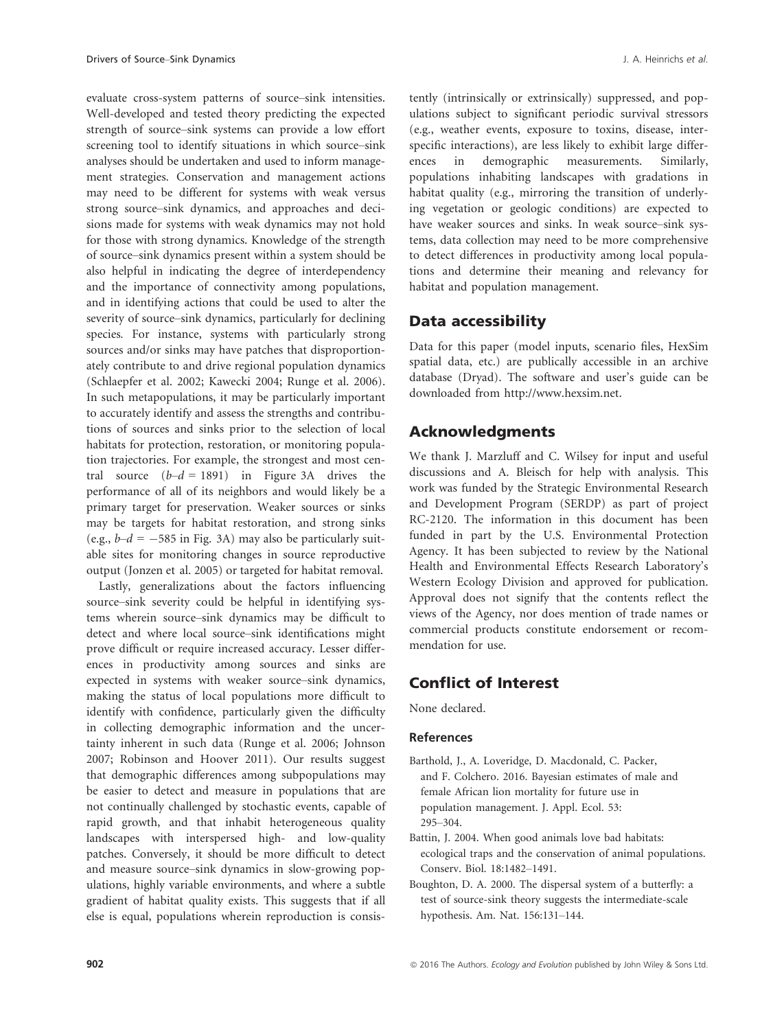evaluate cross-system patterns of source–sink intensities. Well-developed and tested theory predicting the expected strength of source–sink systems can provide a low effort screening tool to identify situations in which source–sink analyses should be undertaken and used to inform management strategies. Conservation and management actions may need to be different for systems with weak versus strong source–sink dynamics, and approaches and decisions made for systems with weak dynamics may not hold for those with strong dynamics. Knowledge of the strength of source–sink dynamics present within a system should be also helpful in indicating the degree of interdependency and the importance of connectivity among populations, and in identifying actions that could be used to alter the severity of source–sink dynamics, particularly for declining species. For instance, systems with particularly strong sources and/or sinks may have patches that disproportionately contribute to and drive regional population dynamics (Schlaepfer et al. 2002; Kawecki 2004; Runge et al. 2006). In such metapopulations, it may be particularly important to accurately identify and assess the strengths and contributions of sources and sinks prior to the selection of local habitats for protection, restoration, or monitoring population trajectories. For example, the strongest and most central source ($b$–$d$ = 1891) in Figure 3A drives the performance of all of its neighbors and would likely be a primary target for preservation. Weaker sources or sinks may be targets for habitat restoration, and strong sinks (e.g., $b$–$d$ = −585 in Fig. 3A) may also be particularly suitable sites for monitoring changes in source reproductive output (Jonzen et al. 2005) or targeted for habitat removal.

Lastly, generalizations about the factors influencing source–sink severity could be helpful in identifying systems wherein source–sink dynamics may be difficult to detect and where local source–sink identifications might prove difficult or require increased accuracy. Lesser differences in productivity among sources and sinks are expected in systems with weaker source–sink dynamics, making the status of local populations more difficult to identify with confidence, particularly given the difficulty in collecting demographic information and the uncertainty inherent in such data (Runge et al. 2006; Johnson 2007; Robinson and Hoover 2011). Our results suggest that demographic differences among subpopulations may be easier to detect and measure in populations that are not continually challenged by stochastic events, capable of rapid growth, and that inhabit heterogeneous quality landscapes with interspersed high- and low-quality patches. Conversely, it should be more difficult to detect and measure source–sink dynamics in slow-growing populations, highly variable environments, and where a subtle gradient of habitat quality exists. This suggests that if all else is equal, populations wherein reproduction is consistently (intrinsically or extrinsically) suppressed, and populations subject to significant periodic survival stressors (e.g., weather events, exposure to toxins, disease, interspecific interactions), are less likely to exhibit large differences in demographic measurements. Similarly, populations inhabiting landscapes with gradations in habitat quality (e.g., mirroring the transition of underlying vegetation or geologic conditions) are expected to have weaker sources and sinks. In weak source–sink systems, data collection may need to be more comprehensive to detect differences in productivity among local populations and determine their meaning and relevancy for habitat and population management.

## Data accessibility

Data for this paper (model inputs, scenario files, HexSim spatial data, etc.) are publically accessible in an archive database (Dryad). The software and user's guide can be downloaded from http://www.hexsim.net.

## Acknowledgments

We thank J. Marzluff and C. Wilsey for input and useful discussions and A. Bleisch for help with analysis. This work was funded by the Strategic Environmental Research and Development Program (SERDP) as part of project RC-2120. The information in this document has been funded in part by the U.S. Environmental Protection Agency. It has been subjected to review by the National Health and Environmental Effects Research Laboratory's Western Ecology Division and approved for publication. Approval does not signify that the contents reflect the views of the Agency, nor does mention of trade names or commercial products constitute endorsement or recommendation for use.

## Conflict of Interest

None declared.

### References

Barthold, J., A. Loveridge, D. Macdonald, C. Packer, and F. Colchero. 2016. Bayesian estimates of male and female African lion mortality for future use in population management. J. Appl. Ecol. 53: 295–304.

Battin, J. 2004. When good animals love bad habitats: ecological traps and the conservation of animal populations. Conserv. Biol. 18:1482–1491.

Boughton, D. A. 2000. The dispersal system of a butterfly: a test of source-sink theory suggests the intermediate-scale hypothesis. Am. Nat. 156:131–144.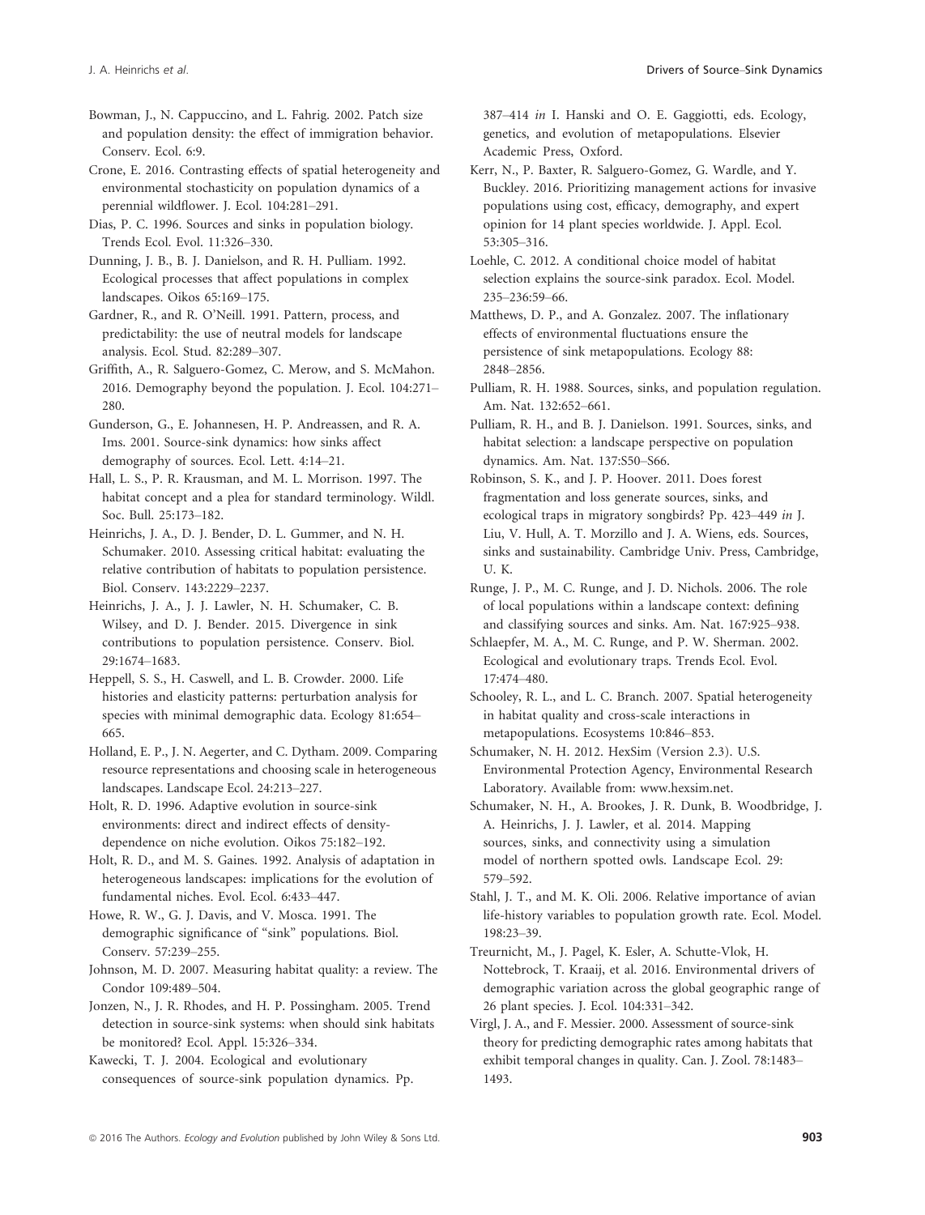Bowman, J., N. Cappuccino, and L. Fahrig. 2002. Patch size and population density: the effect of immigration behavior. Conserv. Ecol. 6:9.

Crone, E. 2016. Contrasting effects of spatial heterogeneity and environmental stochasticity on population dynamics of a perennial wildflower. J. Ecol. 104:281–291.

Dias, P. C. 1996. Sources and sinks in population biology. Trends Ecol. Evol. 11:326–330.

Dunning, J. B., B. J. Danielson, and R. H. Pulliam. 1992. Ecological processes that affect populations in complex landscapes. Oikos 65:169–175.

Gardner, R., and R. O'Neill. 1991. Pattern, process, and predictability: the use of neutral models for landscape analysis. Ecol. Stud. 82:289–307.

Griffith, A., R. Salguero-Gomez, C. Merow, and S. McMahon. 2016. Demography beyond the population. J. Ecol. 104:271–280.

Gunderson, G., E. Johannesen, H. P. Andreassen, and R. A. Ims. 2001. Source-sink dynamics: how sinks affect demography of sources. Ecol. Lett. 4:14–21.

Hall, L. S., P. R. Krausman, and M. L. Morrison. 1997. The habitat concept and a plea for standard terminology. Wildl. Soc. Bull. 25:173–182.

Heinrichs, J. A., D. J. Bender, D. L. Gummer, and N. H. Schumaker. 2010. Assessing critical habitat: evaluating the relative contribution of habitats to population persistence. Biol. Conserv. 143:2229–2237.

Heinrichs, J. A., J. J. Lawler, N. H. Schumaker, C. B. Wilsey, and D. J. Bender. 2015. Divergence in sink contributions to population persistence. Conserv. Biol. 29:1674–1683.

Heppell, S. S., H. Caswell, and L. B. Crowder. 2000. Life histories and elasticity patterns: perturbation analysis for species with minimal demographic data. Ecology 81:654–665.

Holland, E. P., J. N. Aegerter, and C. Dytham. 2009. Comparing resource representations and choosing scale in heterogeneous landscapes. Landscape Ecol. 24:213–227.

Holt, R. D. 1996. Adaptive evolution in source-sink environments: direct and indirect effects of density-dependence on niche evolution. Oikos 75:182–192.

Holt, R. D., and M. S. Gaines. 1992. Analysis of adaptation in heterogeneous landscapes: implications for the evolution of fundamental niches. Evol. Ecol. 6:433–447.

Howe, R. W., G. J. Davis, and V. Mosca. 1991. The demographic significance of "sink" populations. Biol. Conserv. 57:239–255.

Johnson, M. D. 2007. Measuring habitat quality: a review. The Condor 109:489–504.

Jonzen, N., J. R. Rhodes, and H. P. Possingham. 2005. Trend detection in source-sink systems: when should sink habitats be monitored? Ecol. Appl. 15:326–334.

Kawecki, T. J. 2004. Ecological and evolutionary consequences of source-sink population dynamics. Pp. 387–414 *in* I. Hanski and O. E. Gaggiotti, eds. Ecology, genetics, and evolution of metapopulations. Elsevier Academic Press, Oxford.

Kerr, N., P. Baxter, R. Salguero-Gomez, G. Wardle, and Y. Buckley. 2016. Prioritizing management actions for invasive populations using cost, efficacy, demography, and expert opinion for 14 plant species worldwide. J. Appl. Ecol. 53:305–316.

Loehle, C. 2012. A conditional choice model of habitat selection explains the source-sink paradox. Ecol. Model. 235–236:59–66.

Matthews, D. P., and A. Gonzalez. 2007. The inflationary effects of environmental fluctuations ensure the persistence of sink metapopulations. Ecology 88: 2848–2856.

Pulliam, R. H. 1988. Sources, sinks, and population regulation. Am. Nat. 132:652–661.

Pulliam, R. H., and B. J. Danielson. 1991. Sources, sinks, and habitat selection: a landscape perspective on population dynamics. Am. Nat. 137:S50–S66.

Robinson, S. K., and J. P. Hoover. 2011. Does forest fragmentation and loss generate sources, sinks, and ecological traps in migratory songbirds? Pp. 423–449 *in* J. Liu, V. Hull, A. T. Morzillo and J. A. Wiens, eds. Sources, sinks and sustainability. Cambridge Univ. Press, Cambridge, U. K.

Runge, J. P., M. C. Runge, and J. D. Nichols. 2006. The role of local populations within a landscape context: defining and classifying sources and sinks. Am. Nat. 167:925–938.

Schlaepfer, M. A., M. C. Runge, and P. W. Sherman. 2002. Ecological and evolutionary traps. Trends Ecol. Evol. 17:474–480.

Schooley, R. L., and L. C. Branch. 2007. Spatial heterogeneity in habitat quality and cross-scale interactions in metapopulations. Ecosystems 10:846–853.

Schumaker, N. H. 2012. HexSim (Version 2.3). U.S. Environmental Protection Agency, Environmental Research Laboratory. Available from: www.hexsim.net.

Schumaker, N. H., A. Brookes, J. R. Dunk, B. Woodbridge, J. A. Heinrichs, J. J. Lawler, et al. 2014. Mapping sources, sinks, and connectivity using a simulation model of northern spotted owls. Landscape Ecol. 29: 579–592.

Stahl, J. T., and M. K. Oli. 2006. Relative importance of avian life-history variables to population growth rate. Ecol. Model. 198:23–39.

Treurnicht, M., J. Pagel, K. Esler, A. Schutte-Vlok, H. Nottebrock, T. Kraaij, et al. 2016. Environmental drivers of demographic variation across the global geographic range of 26 plant species. J. Ecol. 104:331–342.

Virgl, J. A., and F. Messier. 2000. Assessment of source-sink theory for predicting demographic rates among habitats that exhibit temporal changes in quality. Can. J. Zool. 78:1483–1493.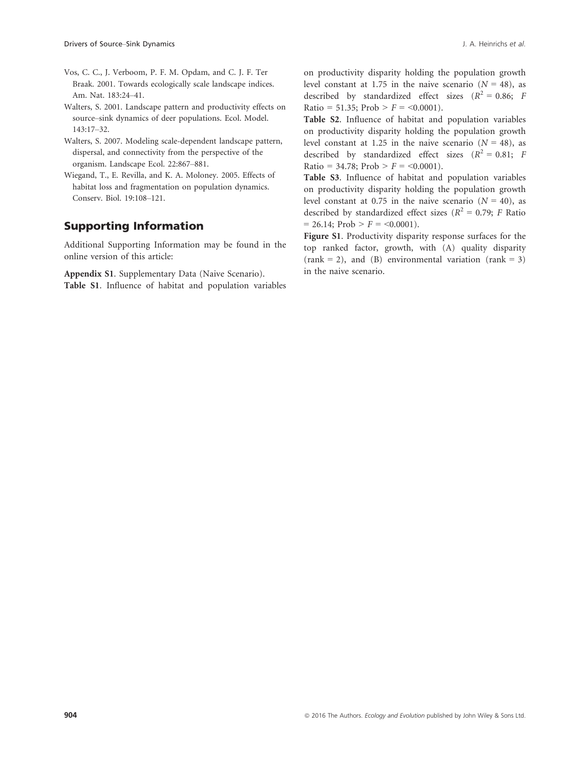Vos, C. C., J. Verboom, P. F. M. Opdam, and C. J. F. Ter Braak. 2001. Towards ecologically scale landscape indices. Am. Nat. 183:24–41.

Walters, S. 2001. Landscape pattern and productivity effects on source–sink dynamics of deer populations. Ecol. Model. 143:17–32.

Walters, S. 2007. Modeling scale-dependent landscape pattern, dispersal, and connectivity from the perspective of the organism. Landscape Ecol. 22:867–881.

Wiegand, T., E. Revilla, and K. A. Moloney. 2005. Effects of habitat loss and fragmentation on population dynamics. Conserv. Biol. 19:108–121.

## Supporting Information

Additional Supporting Information may be found in the online version of this article:

**Appendix S1**. Supplementary Data (Naive Scenario).

**Table S1**. Influence of habitat and population variables on productivity disparity holding the population growth level constant at 1.75 in the naive scenario ($N = 48$), as described by standardized effect sizes ($R^2 = 0.86$; $F$ Ratio = 51.35; Prob > $F$ = <0.0001).

**Table S2**. Influence of habitat and population variables on productivity disparity holding the population growth level constant at 1.25 in the naive scenario ($N = 48$), as described by standardized effect sizes ($R^2 = 0.81$; $F$ Ratio = 34.78; Prob > $F$ = <0.0001).

**Table S3**. Influence of habitat and population variables on productivity disparity holding the population growth level constant at 0.75 in the naive scenario ($N = 40$), as described by standardized effect sizes ($R^2 = 0.79$; $F$ Ratio = 26.14; Prob > $F$ = <0.0001).

**Figure S1**. Productivity disparity response surfaces for the top ranked factor, growth, with (A) quality disparity (rank = 2), and (B) environmental variation (rank = 3) in the naive scenario.